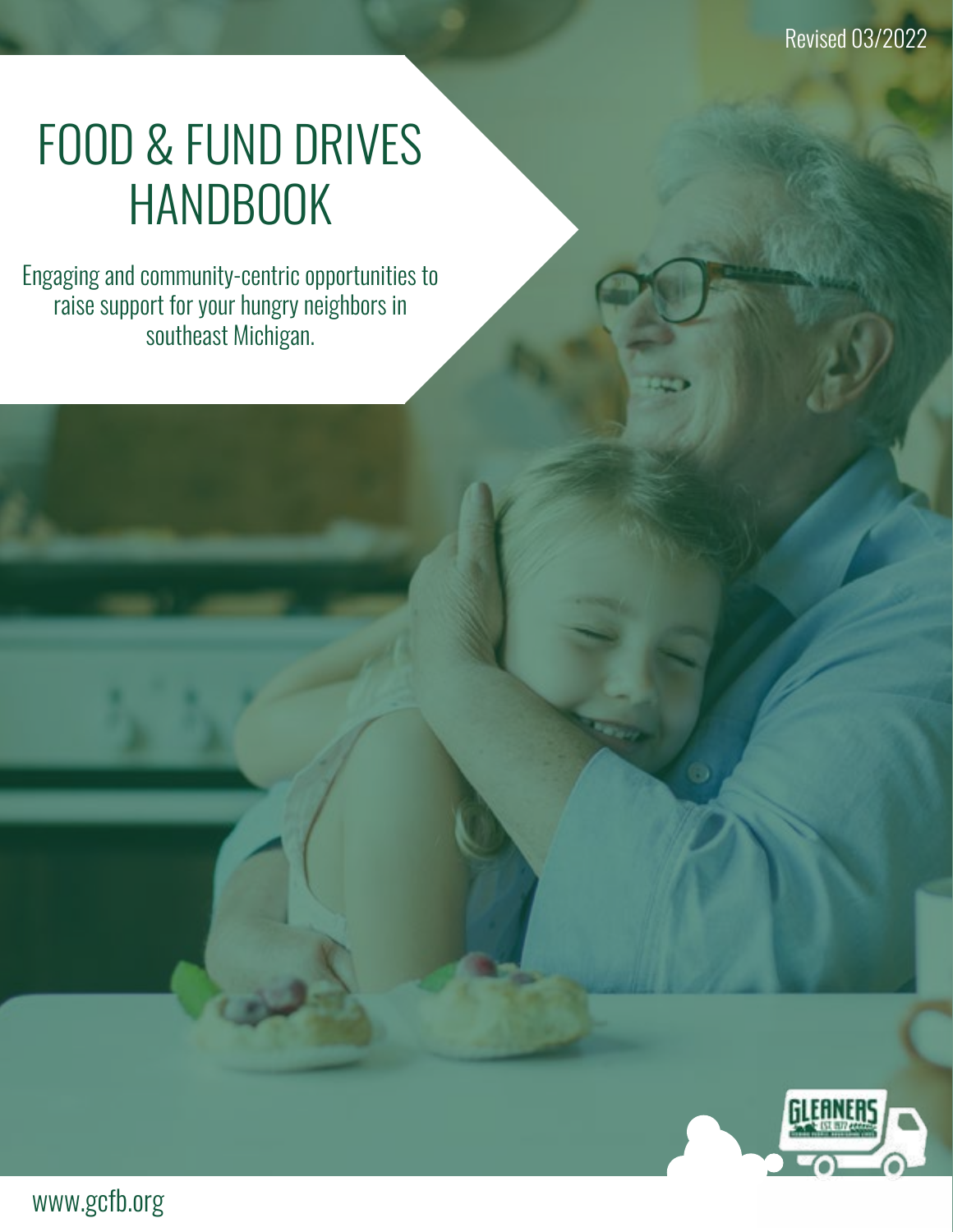Revised 03/2022

# FOOD & FUND DRIVES HANDBOOK

Engaging and community-centric opportunities to raise support for your hungry neighbors in southeast Michigan.

www.gcfb.org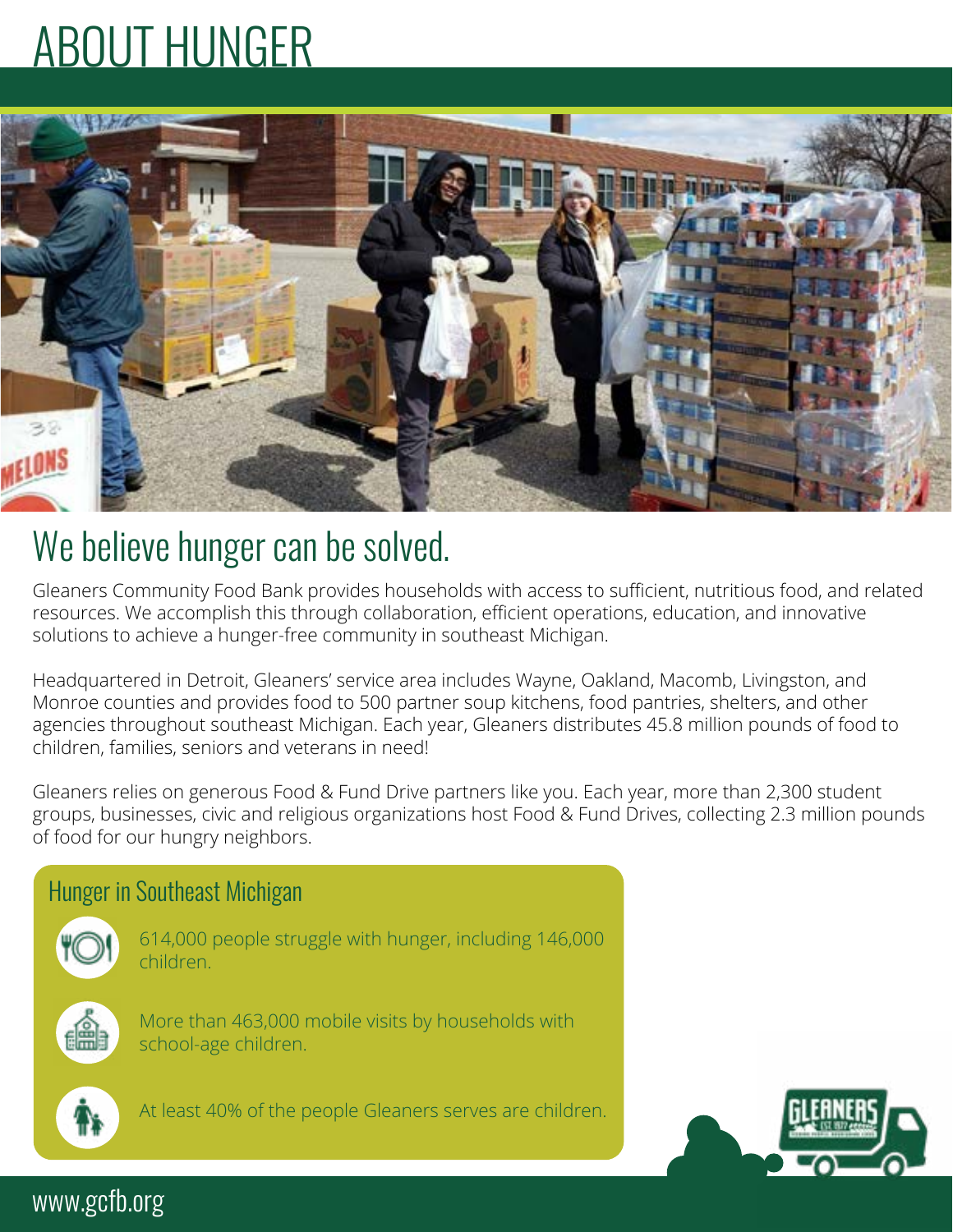# ABOUT HUNGER

## We believe hunger can be solved.

Gleaners Community Food Bank provides households with access to sufficient, nutritious food, and related resources. We accomplish this through collaboration, efficient operations, education, and innovative solutions to achieve a hunger-free community in southeast Michigan.

Headquartered in Detroit, Gleaners' service area includes Wayne, Oakland, Macomb, Livingston, and Monroe counties and provides food to 500 partner soup kitchens, food pantries, shelters, and other agencies throughout southeast Michigan. Each year, Gleaners distributes 45.8 million pounds of food to children, families, seniors and veterans in need!

Gleaners relies on generous Food & Fund Drive partners like you. Each year, more than 2,300 student groups, businesses, civic and religious organizations host Food & Fund Drives, collecting 2.3 million pounds of food for our hungry neighbors.

### Hunger in Southeast Michigan

- 614,000 people struggle with hunger, including 146,000 children.
- More than 463,000 mobile visits by households with school-age children.
- At least 40% of the people Gleaners serves are children.

www.gcfb.org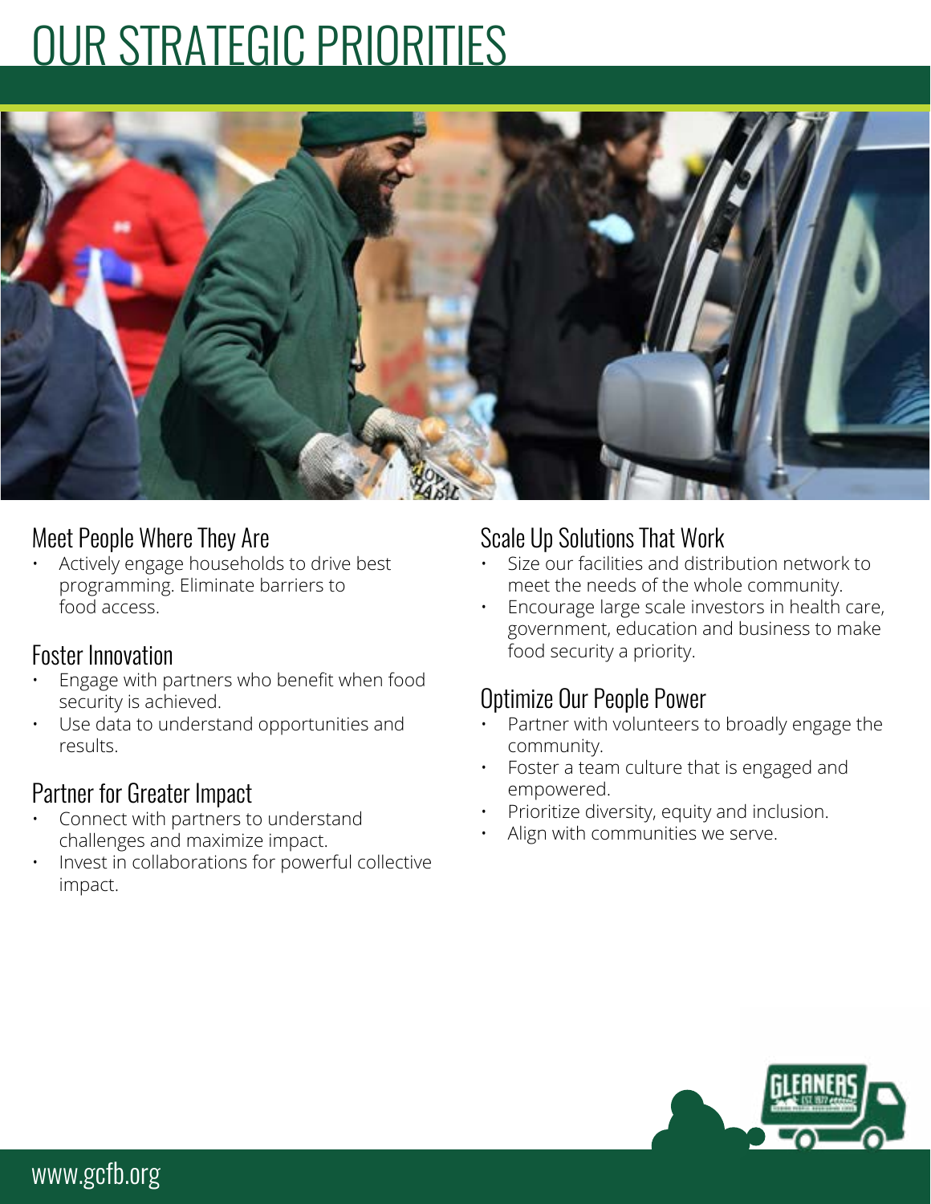# OUR STRATEGIC PRIORITIES

## Meet People Where They Are

- Actively engage households to drive best programming. Eliminate barriers to food access.

## Foster Innovation

- Engage with partners who benefit when food security is achieved.
- Use data to understand opportunities and results.

## Partner for Greater Impact

- Connect with partners to understand challenges and maximize impact.
- Invest in collaborations for powerful collective impact.

## Scale Up Solutions That Work

- Size our facilities and distribution network to meet the needs of the whole community.
- Encourage large scale investors in health care, government, education and business to make food security a priority.

## Optimize Our People Power

- Partner with volunteers to broadly engage the community.
- Foster a team culture that is engaged and empowered.
- Prioritize diversity, equity and inclusion.
- Align with communities we serve.

www.gcfb.org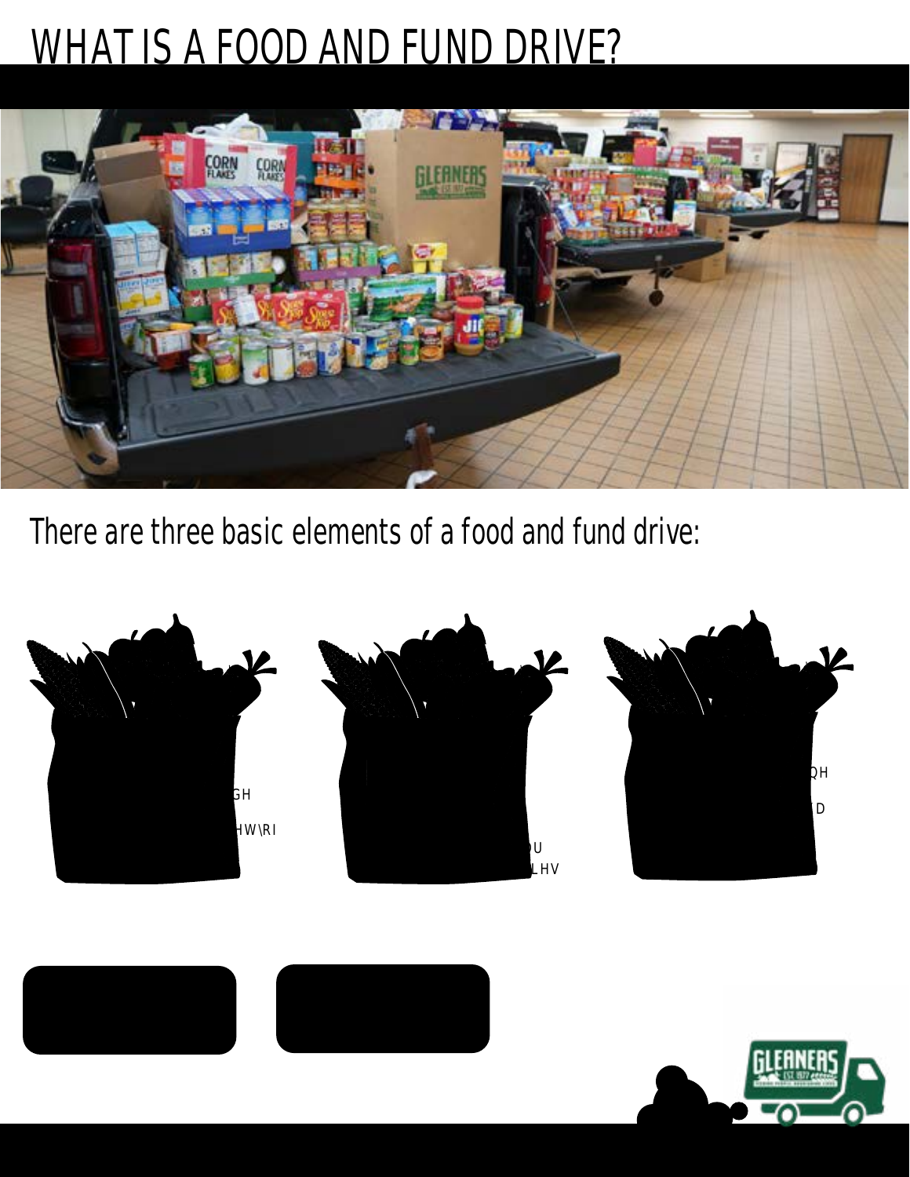# WHAT IS A FOOD AND FUND DRIVE?

There are three basic elements of a food and fund drive: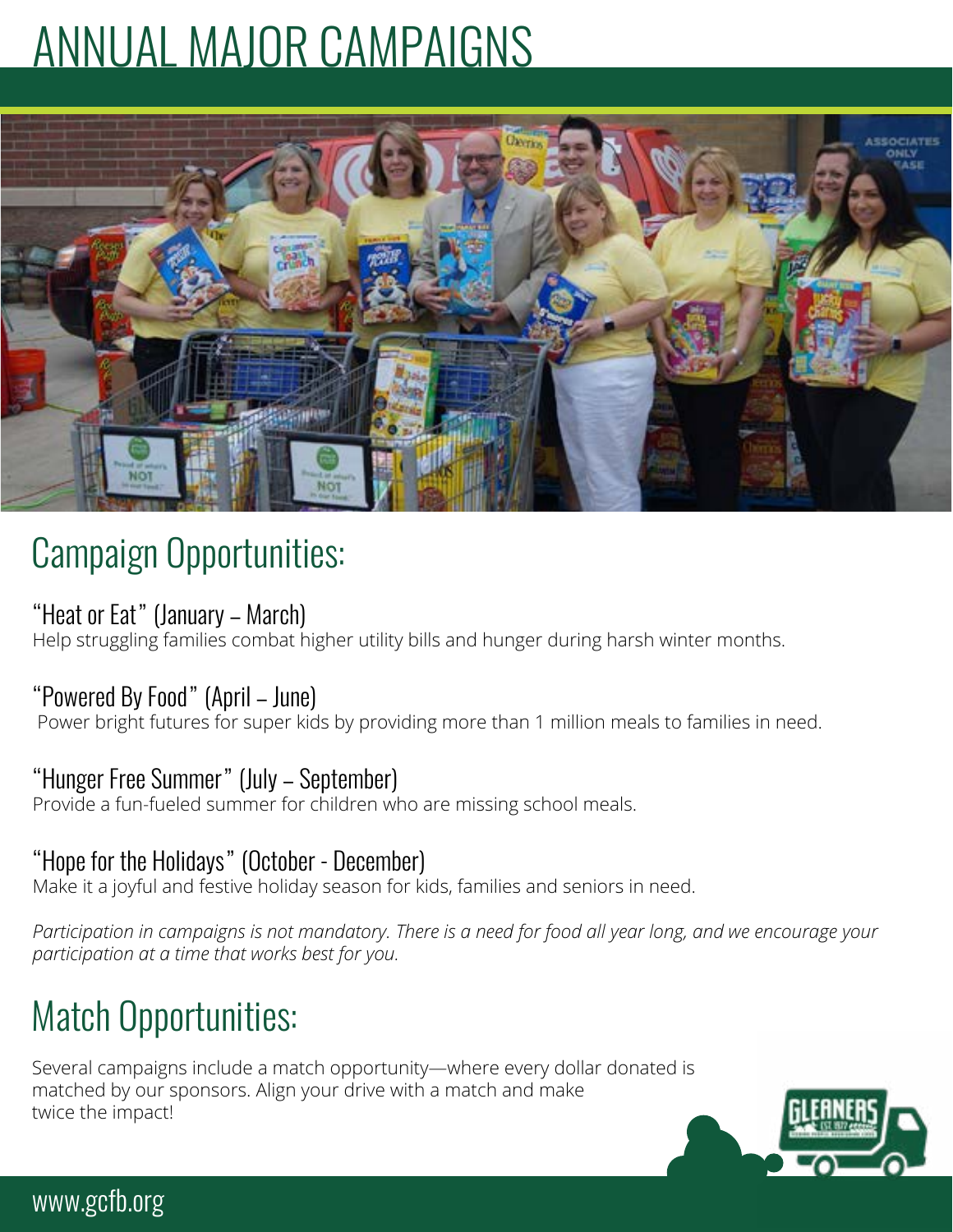# ANNUAL MAJOR CAMPAIGNS

## Campaign Opportunities:

### "Heat or Eat" (January – March)

Help struggling families combat higher utility bills and hunger during harsh winter months.

### "Powered By Food" (April – June)

Power bright futures for super kids by providing more than 1 million meals to families in need.

### "Hunger Free Summer" (July – September)

Provide a fun-fueled summer for children who are missing school meals.

### "Hope for the Holidays" (October - December)

Make it a joyful and festive holiday season for kids, families and seniors in need.

*Participation in campaigns is not mandatory. There is a need for food all year long, and we encourage your participation at a time that works best for you.*

## Match Opportunities:

Several campaigns include a match opportunity—where every dollar donated is matched by our sponsors. Align your drive with a match and make twice the impact!

www.gcfb.org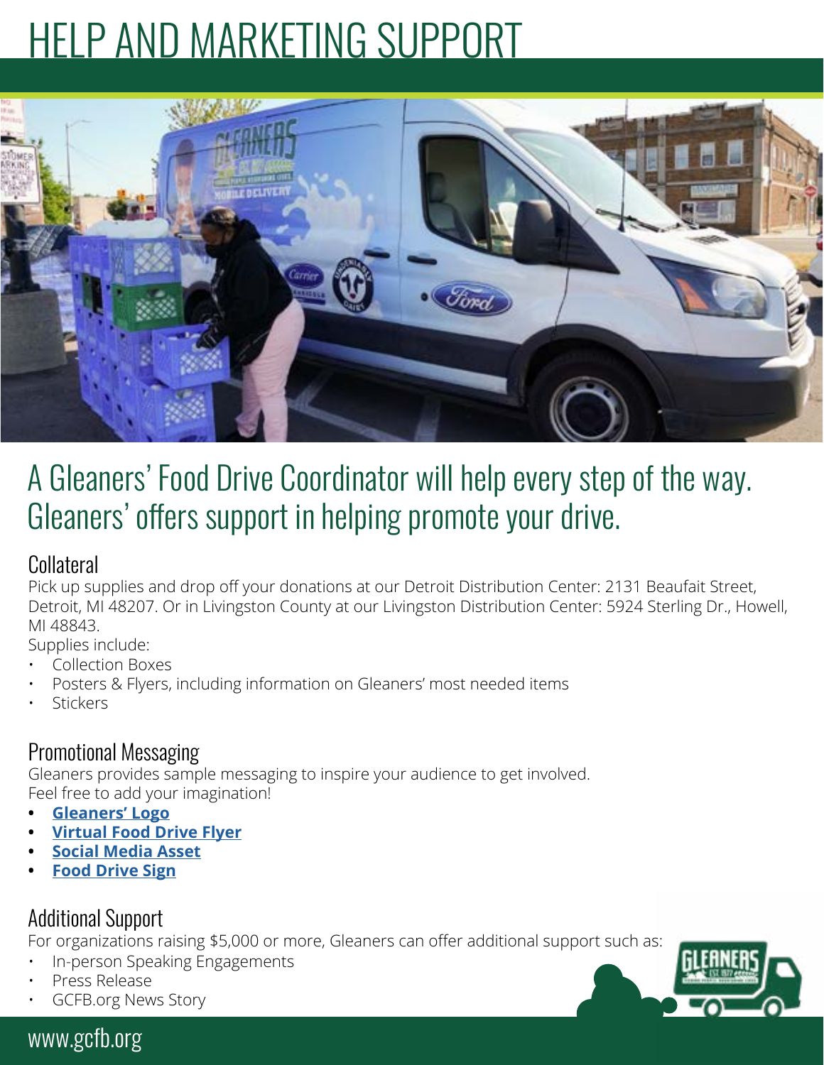# HELP AND MARKETING SUPPORT

## A Gleaners' Food Drive Coordinator will help every step of the way. Gleaners' offers support in helping promote your drive.

### Collateral

Pick up supplies and drop off your donations at our Detroit Distribution Center: 2131 Beaufait Street, Detroit, MI 48207. Or in Livingston County at our Livingston Distribution Center: 5924 Sterling Dr., Howell, MI 48843.

Supplies include:

- Collection Boxes
- Posters & Flyers, including information on Gleaners' most needed items
- Stickers

### Promotional Messaging

Gleaners provides sample messaging to inspire your audience to get involved.
Feel free to add your imagination!

- **Gleaners' Logo**
- **Virtual Food Drive Flyer**
- **Social Media Asset**
- **Food Drive Sign**

### Additional Support

For organizations raising $5,000 or more, Gleaners can offer additional support such as:

- In-person Speaking Engagements
- Press Release
- GCFB.org News Story

www.gcfb.org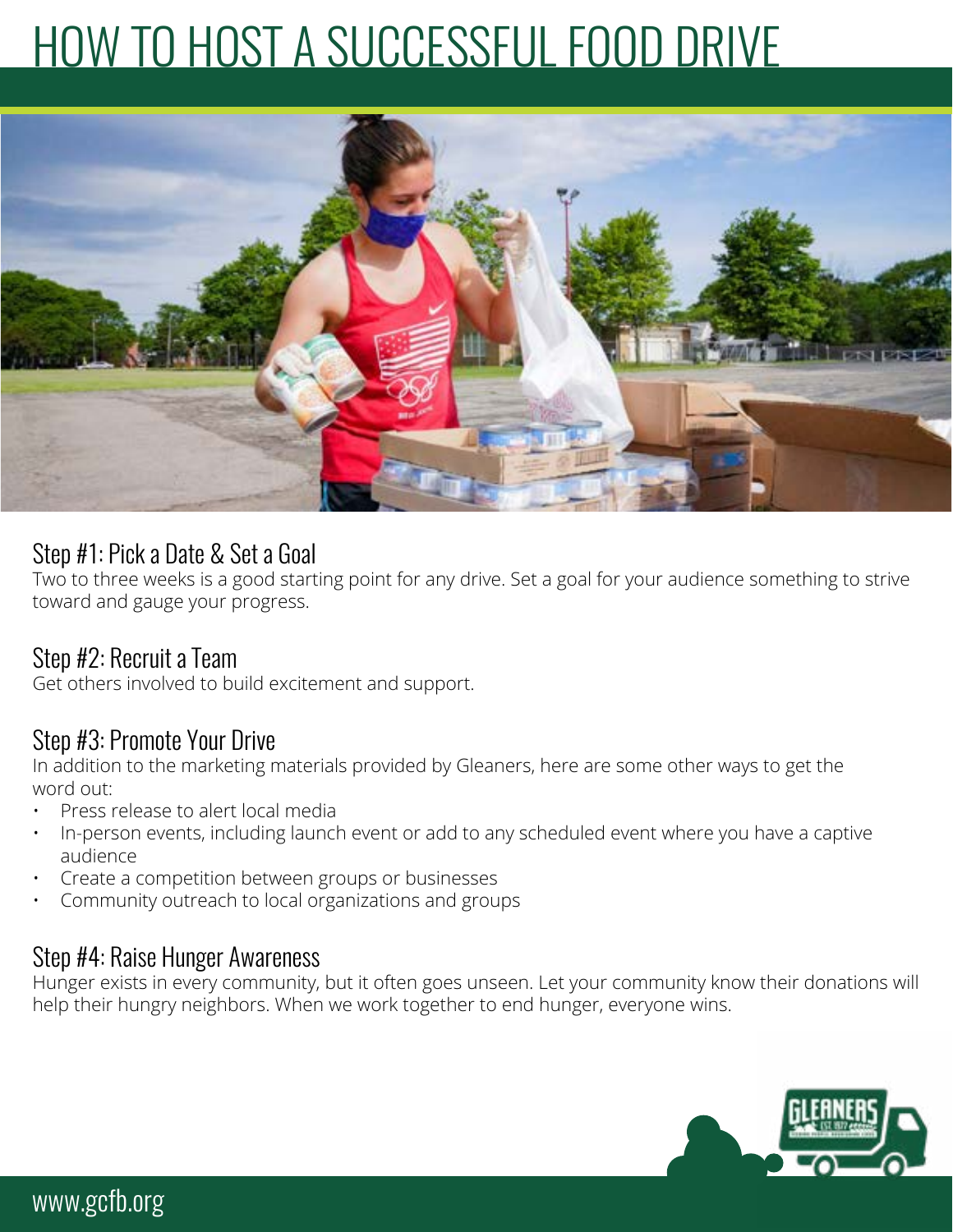# HOW TO HOST A SUCCESSFUL FOOD DRIVE

## Step #1: Pick a Date & Set a Goal

Two to three weeks is a good starting point for any drive. Set a goal for your audience something to strive toward and gauge your progress.

## Step #2: Recruit a Team

Get others involved to build excitement and support.

## Step #3: Promote Your Drive

In addition to the marketing materials provided by Gleaners, here are some other ways to get the word out:

- Press release to alert local media
- In-person events, including launch event or add to any scheduled event where you have a captive audience
- Create a competition between groups or businesses
- Community outreach to local organizations and groups

## Step #4: Raise Hunger Awareness

Hunger exists in every community, but it often goes unseen. Let your community know their donations will help their hungry neighbors. When we work together to end hunger, everyone wins.

www.gcfb.org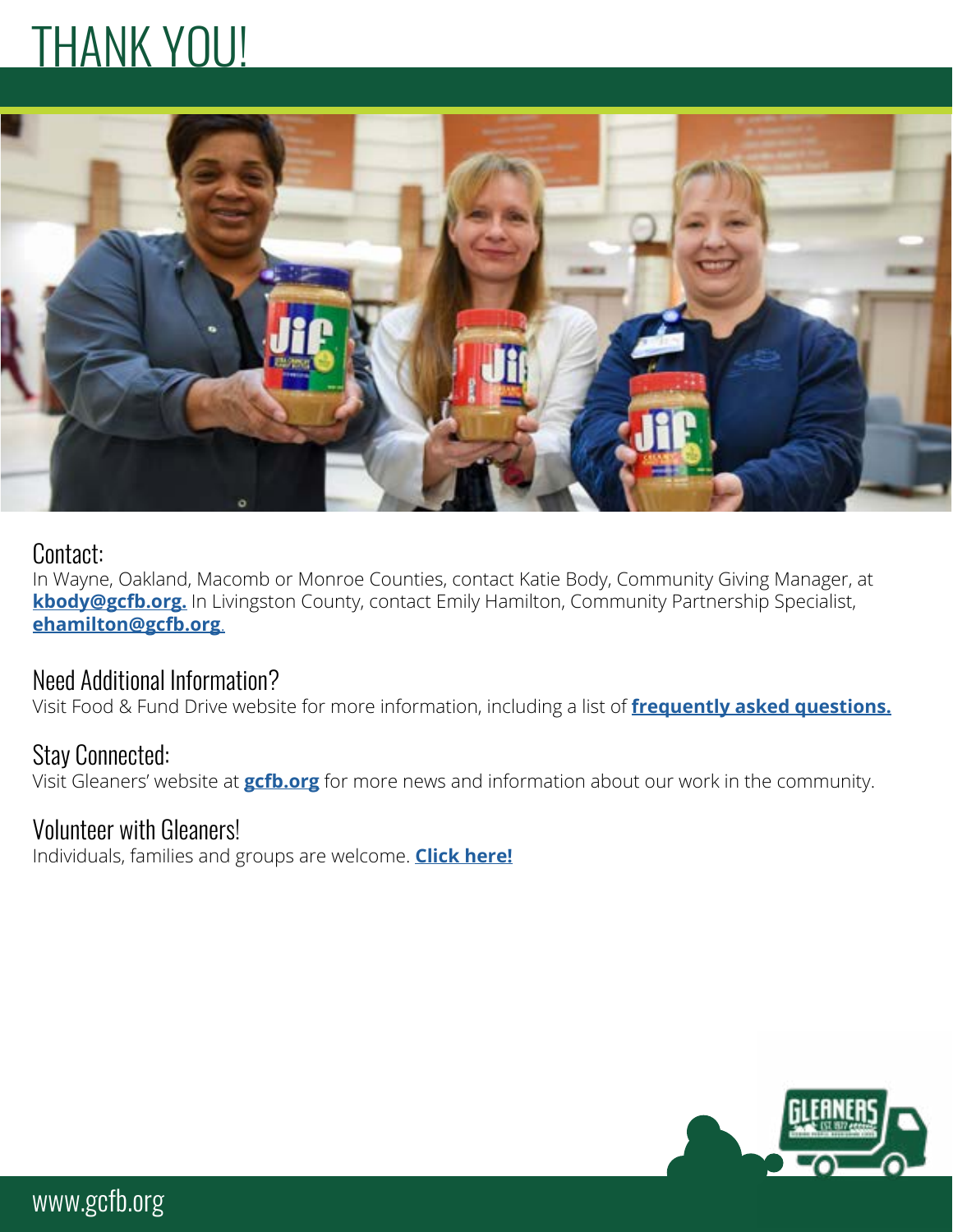# THANK YOU!

## Contact:

In Wayne, Oakland, Macomb or Monroe Counties, contact Katie Body, Community Giving Manager, at **kbody@gcfb.org.** In Livingston County, contact Emily Hamilton, Community Partnership Specialist, **ehamilton@gcfb.org**.

## Need Additional Information?

Visit Food & Fund Drive website for more information, including a list of **frequently asked questions.**

## Stay Connected:

Visit Gleaners' website at **gcfb.org** for more news and information about our work in the community.

## Volunteer with Gleaners!

Individuals, families and groups are welcome. **Click here!**